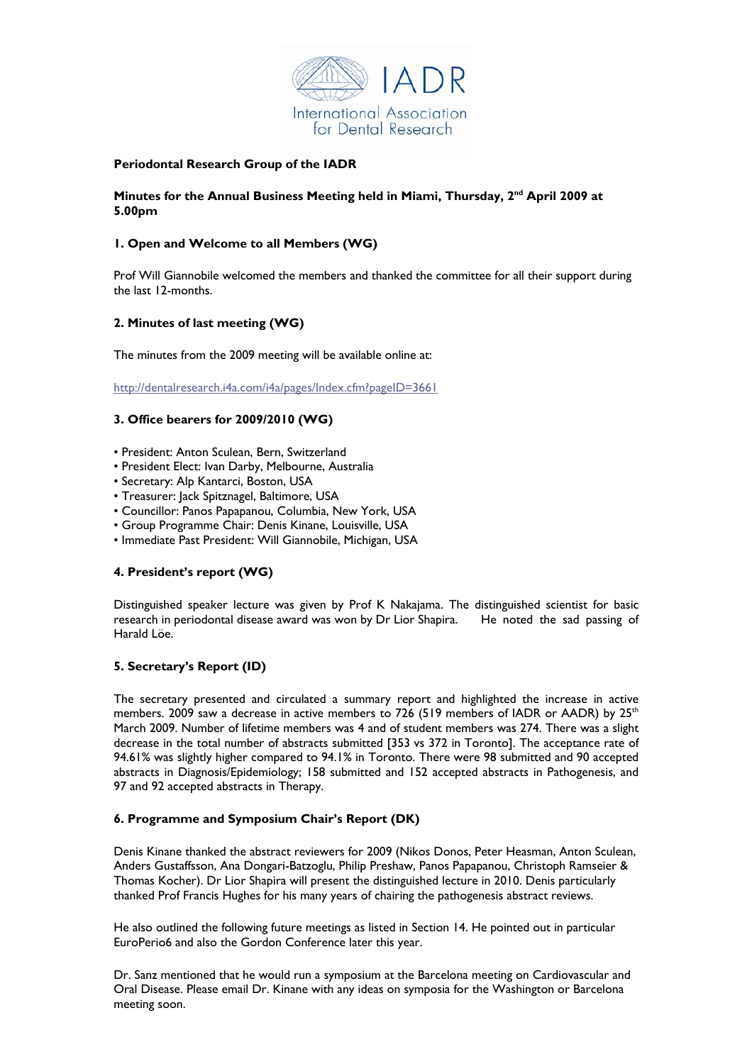**Periodontal Research Group of the IADR**

**Minutes for the Annual Business Meeting held in Miami, Thursday, 2nd April 2009 at 5.00pm**

## 1. Open and Welcome to all Members (WG)

Prof Will Giannobile welcomed the members and thanked the committee for all their support during the last 12-months.

## 2. Minutes of last meeting (WG)

The minutes from the 2009 meeting will be available online at:

http://dentalresearch.i4a.com/i4a/pages/Index.cfm?pageID=3661

## 3. Office bearers for 2009/2010 (WG)

- President: Anton Sculean, Bern, Switzerland
- President Elect: Ivan Darby, Melbourne, Australia
- Secretary: Alp Kantarci, Boston, USA
- Treasurer: Jack Spitznagel, Baltimore, USA
- Councillor: Panos Papapanou, Columbia, New York, USA
- Group Programme Chair: Denis Kinane, Louisville, USA
- Immediate Past President: Will Giannobile, Michigan, USA

## 4. President's report (WG)

Distinguished speaker lecture was given by Prof K Nakajama. The distinguished scientist for basic research in periodontal disease award was won by Dr Lior Shapira. He noted the sad passing of Harald Löe.

## 5. Secretary's Report (ID)

The secretary presented and circulated a summary report and highlighted the increase in active members. 2009 saw a decrease in active members to 726 (519 members of IADR or AADR) by 25th March 2009. Number of lifetime members was 4 and of student members was 274. There was a slight decrease in the total number of abstracts submitted [353 vs 372 in Toronto]. The acceptance rate of 94.61% was slightly higher compared to 94.1% in Toronto. There were 98 submitted and 90 accepted abstracts in Diagnosis/Epidemiology; 158 submitted and 152 accepted abstracts in Pathogenesis, and 97 and 92 accepted abstracts in Therapy.

## 6. Programme and Symposium Chair's Report (DK)

Denis Kinane thanked the abstract reviewers for 2009 (Nikos Donos, Peter Heasman, Anton Sculean, Anders Gustaffsson, Ana Dongari-Batzoglu, Philip Preshaw, Panos Papapanou, Christoph Ramseier & Thomas Kocher). Dr Lior Shapira will present the distinguished lecture in 2010. Denis particularly thanked Prof Francis Hughes for his many years of chairing the pathogenesis abstract reviews.

He also outlined the following future meetings as listed in Section 14. He pointed out in particular EuroPerio6 and also the Gordon Conference later this year.

Dr. Sanz mentioned that he would run a symposium at the Barcelona meeting on Cardiovascular and Oral Disease. Please email Dr. Kinane with any ideas on symposia for the Washington or Barcelona meeting soon.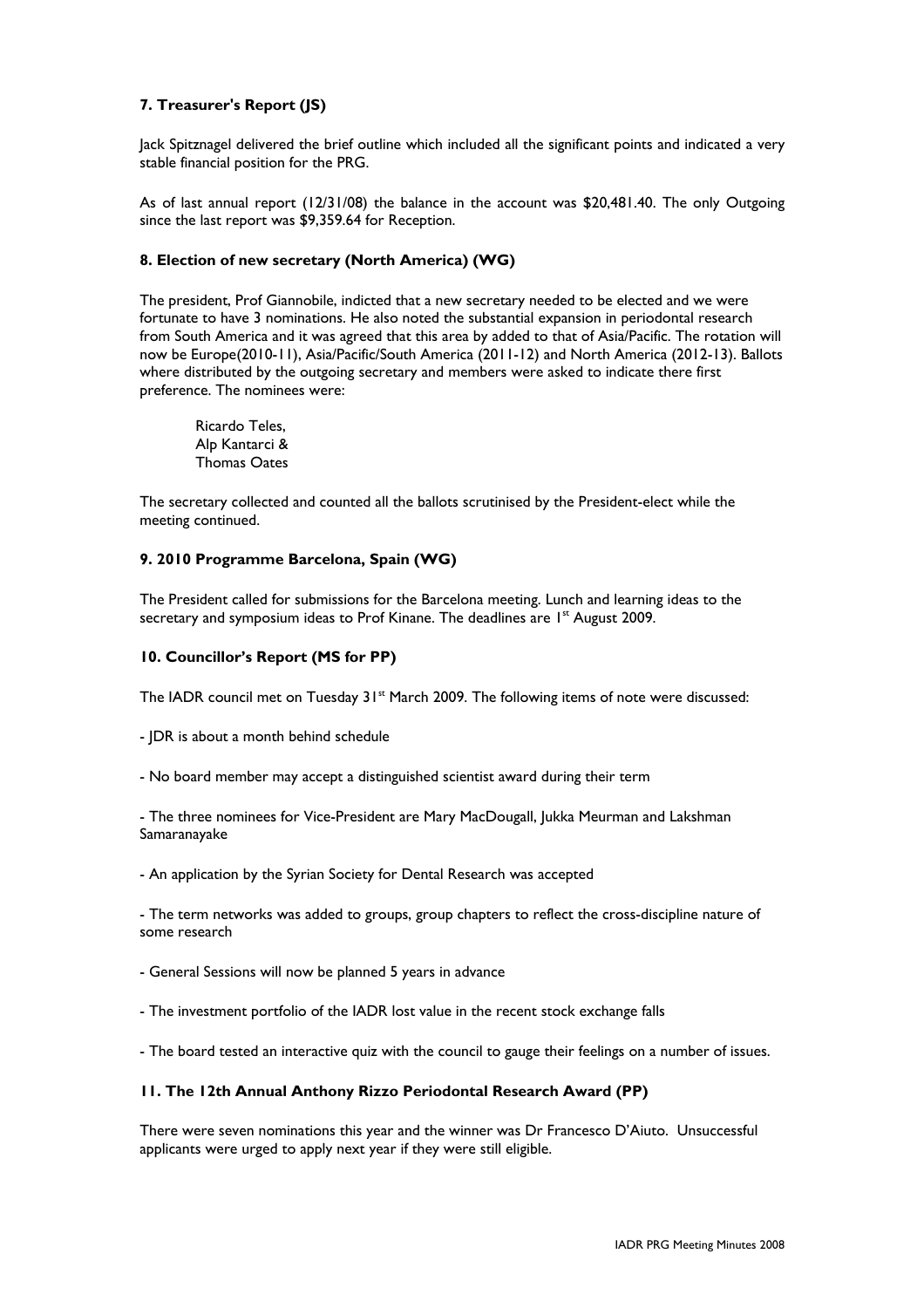### 7. Treasurer's Report (JS)

Jack Spitznagel delivered the brief outline which included all the significant points and indicated a very stable financial position for the PRG.

As of last annual report (12/31/08) the balance in the account was $20,481.40. The only Outgoing since the last report was $9,359.64 for Reception.

### 8. Election of new secretary (North America) (WG)

The president, Prof Giannobile, indicted that a new secretary needed to be elected and we were fortunate to have 3 nominations. He also noted the substantial expansion in periodontal research from South America and it was agreed that this area by added to that of Asia/Pacific. The rotation will now be Europe(2010-11), Asia/Pacific/South America (2011-12) and North America (2012-13). Ballots where distributed by the outgoing secretary and members were asked to indicate there first preference. The nominees were:

Ricardo Teles,
Alp Kantarci &
Thomas Oates

The secretary collected and counted all the ballots scrutinised by the President-elect while the meeting continued.

### 9. 2010 Programme Barcelona, Spain (WG)

The President called for submissions for the Barcelona meeting. Lunch and learning ideas to the secretary and symposium ideas to Prof Kinane. The deadlines are 1st August 2009.

### 10. Councillor's Report (MS for PP)

The IADR council met on Tuesday 31st March 2009. The following items of note were discussed:

- JDR is about a month behind schedule

- No board member may accept a distinguished scientist award during their term

- The three nominees for Vice-President are Mary MacDougall, Jukka Meurman and Lakshman Samaranayake

- An application by the Syrian Society for Dental Research was accepted

- The term networks was added to groups, group chapters to reflect the cross-discipline nature of some research

- General Sessions will now be planned 5 years in advance

- The investment portfolio of the IADR lost value in the recent stock exchange falls

- The board tested an interactive quiz with the council to gauge their feelings on a number of issues.

### 11. The 12th Annual Anthony Rizzo Periodontal Research Award (PP)

There were seven nominations this year and the winner was Dr Francesco D'Aiuto. Unsuccessful applicants were urged to apply next year if they were still eligible.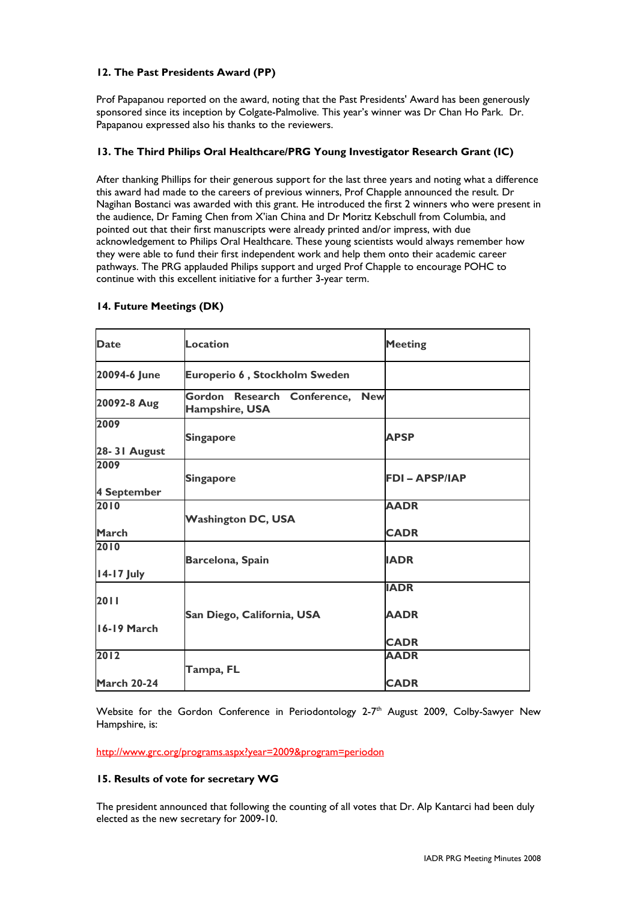### 12. The Past Presidents Award (PP)

Prof Papapanou reported on the award, noting that the Past Presidents' Award has been generously sponsored since its inception by Colgate-Palmolive. This year's winner was Dr Chan Ho Park. Dr. Papapanou expressed also his thanks to the reviewers.

### 13. The Third Philips Oral Healthcare/PRG Young Investigator Research Grant (IC)

After thanking Phillips for their generous support for the last three years and noting what a difference this award had made to the careers of previous winners, Prof Chapple announced the result. Dr Nagihan Bostanci was awarded with this grant. He introduced the first 2 winners who were present in the audience, Dr Faming Chen from X'ian China and Dr Moritz Kebschull from Columbia, and pointed out that their first manuscripts were already printed and/or impress, with due acknowledgement to Philips Oral Healthcare. These young scientists would always remember how they were able to fund their first independent work and help them onto their academic career pathways. The PRG applauded Philips support and urged Prof Chapple to encourage POHC to continue with this excellent initiative for a further 3-year term.

### 14. Future Meetings (DK)

| Date | Location | Meeting |
|---|---|---|
| 20094-6 June | Europerio 6 , Stockholm Sweden | |
| 20092-8 Aug | Gordon Research Conference, New Hampshire, USA | |
| 2009<br>28- 31 August | Singapore | APSP |
| 2009<br>4 September | Singapore | FDI – APSP/IAP |
| 2010<br>March | Washington DC, USA | AADR<br>CADR |
| 2010<br>14-17 July | Barcelona, Spain | IADR |
| 2011<br>16-19 March | San Diego, California, USA | IADR<br>AADR<br>CADR |
| 2012<br>March 20-24 | Tampa, FL | AADR<br>CADR |

Website for the Gordon Conference in Periodontology 2-7th August 2009, Colby-Sawyer New Hampshire, is:

http://www.grc.org/programs.aspx?year=2009&program=periodon

### 15. Results of vote for secretary WG

The president announced that following the counting of all votes that Dr. Alp Kantarci had been duly elected as the new secretary for 2009-10.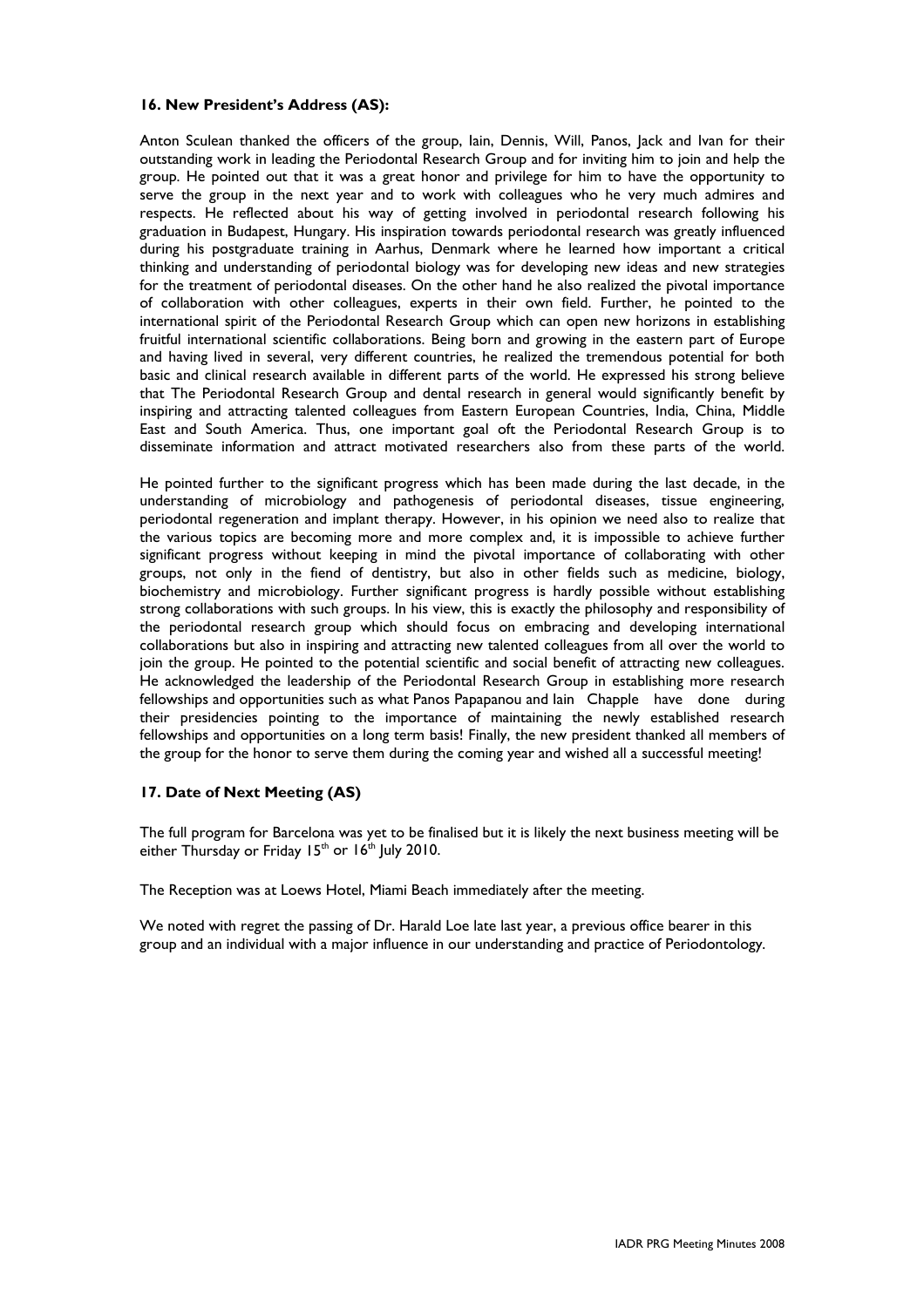### 16. New President's Address (AS):

Anton Sculean thanked the officers of the group, Iain, Dennis, Will, Panos, Jack and Ivan for their outstanding work in leading the Periodontal Research Group and for inviting him to join and help the group. He pointed out that it was a great honor and privilege for him to have the opportunity to serve the group in the next year and to work with colleagues who he very much admires and respects. He reflected about his way of getting involved in periodontal research following his graduation in Budapest, Hungary. His inspiration towards periodontal research was greatly influenced during his postgraduate training in Aarhus, Denmark where he learned how important a critical thinking and understanding of periodontal biology was for developing new ideas and new strategies for the treatment of periodontal diseases. On the other hand he also realized the pivotal importance of collaboration with other colleagues, experts in their own field. Further, he pointed to the international spirit of the Periodontal Research Group which can open new horizons in establishing fruitful international scientific collaborations. Being born and growing in the eastern part of Europe and having lived in several, very different countries, he realized the tremendous potential for both basic and clinical research available in different parts of the world. He expressed his strong believe that The Periodontal Research Group and dental research in general would significantly benefit by inspiring and attracting talented colleagues from Eastern European Countries, India, China, Middle East and South America. Thus, one important goal oft the Periodontal Research Group is to disseminate information and attract motivated researchers also from these parts of the world.

He pointed further to the significant progress which has been made during the last decade, in the understanding of microbiology and pathogenesis of periodontal diseases, tissue engineering, periodontal regeneration and implant therapy. However, in his opinion we need also to realize that the various topics are becoming more and more complex and, it is impossible to achieve further significant progress without keeping in mind the pivotal importance of collaborating with other groups, not only in the fiend of dentistry, but also in other fields such as medicine, biology, biochemistry and microbiology. Further significant progress is hardly possible without establishing strong collaborations with such groups. In his view, this is exactly the philosophy and responsibility of the periodontal research group which should focus on embracing and developing international collaborations but also in inspiring and attracting new talented colleagues from all over the world to join the group. He pointed to the potential scientific and social benefit of attracting new colleagues. He acknowledged the leadership of the Periodontal Research Group in establishing more research fellowships and opportunities such as what Panos Papapanou and Iain Chapple have done during their presidencies pointing to the importance of maintaining the newly established research fellowships and opportunities on a long term basis! Finally, the new president thanked all members of the group for the honor to serve them during the coming year and wished all a successful meeting!

### 17. Date of Next Meeting (AS)

The full program for Barcelona was yet to be finalised but it is likely the next business meeting will be either Thursday or Friday 15th or 16th July 2010.

The Reception was at Loews Hotel, Miami Beach immediately after the meeting.

We noted with regret the passing of Dr. Harald Loe late last year, a previous office bearer in this group and an individual with a major influence in our understanding and practice of Periodontology.